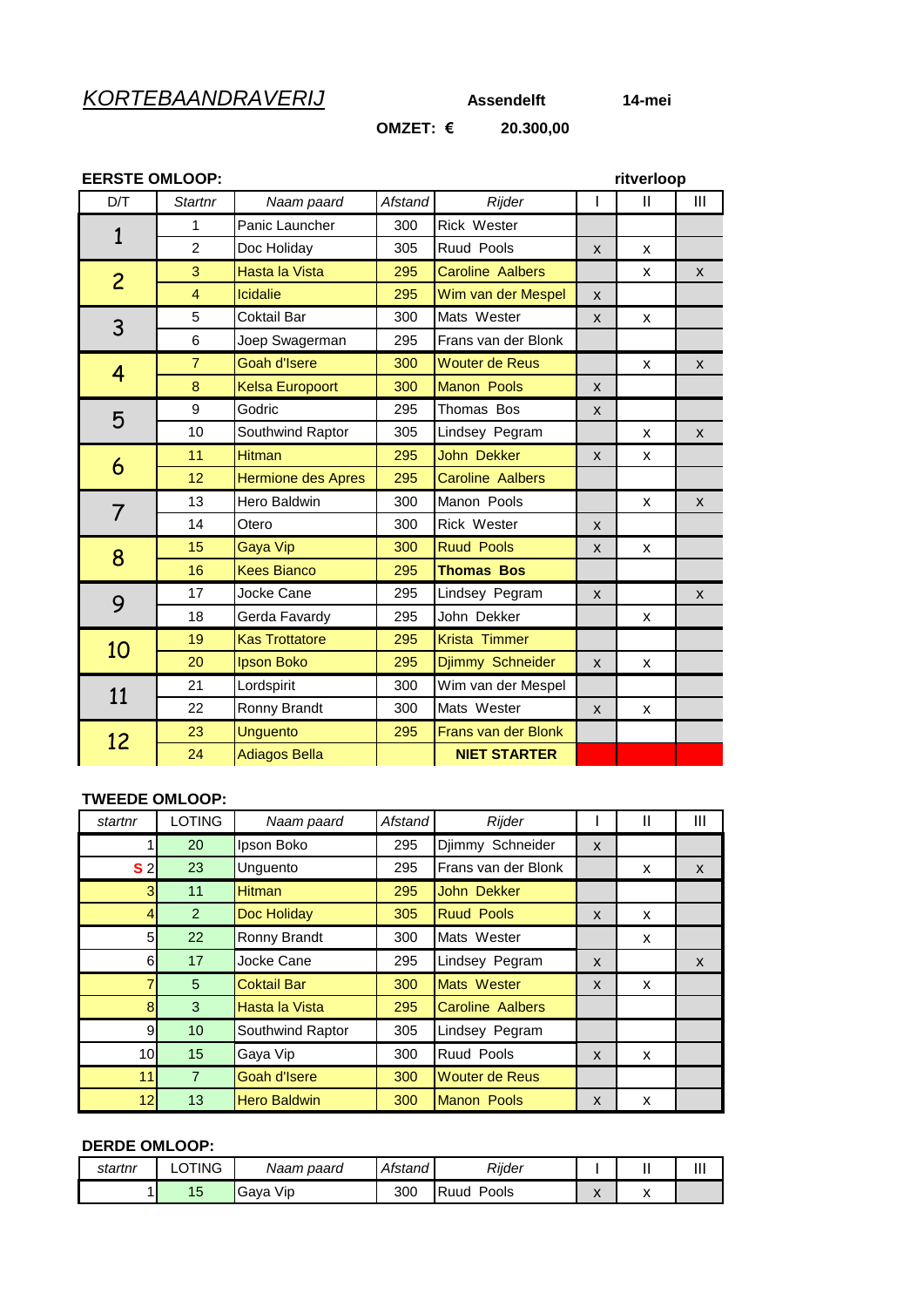# KORTEBAANDRAVERIJ

**Assendelft** **14-mei**

**OMZET: €** **20.300,00**

**EERSTE OMLOOP:** **ritverloop**

| D/T | Startnr | Naam paard | Afstand | Rijder | I | II | III |
|---|---|---|---|---|---|---|---|
| 1 | 1 | Panic Launcher | 300 | Rick Wester | | | |
| | 2 | Doc Holiday | 305 | Ruud Pools | x | x | |
| 2 | 3 | Hasta la Vista | 295 | Caroline Aalbers | | x | x |
| | 4 | Icidalie | 295 | Wim van der Mespel | x | | |
| 3 | 5 | Coktail Bar | 300 | Mats Wester | x | x | |
| | 6 | Joep Swagerman | 295 | Frans van der Blonk | | | |
| 4 | 7 | Goah d'Isere | 300 | Wouter de Reus | | x | x |
| | 8 | Kelsa Europoort | 300 | Manon Pools | x | | |
| 5 | 9 | Godric | 295 | Thomas Bos | x | | |
| | 10 | Southwind Raptor | 305 | Lindsey Pegram | | x | x |
| 6 | 11 | Hitman | 295 | John Dekker | x | x | |
| | 12 | Hermione des Apres | 295 | Caroline Aalbers | | | |
| 7 | 13 | Hero Baldwin | 300 | Manon Pools | | x | x |
| | 14 | Otero | 300 | Rick Wester | x | | |
| 8 | 15 | Gaya Vip | 300 | Ruud Pools | x | x | |
| | 16 | Kees Bianco | 295 | **Thomas Bos** | | | |
| 9 | 17 | Jocke Cane | 295 | Lindsey Pegram | x | | x |
| | 18 | Gerda Favardy | 295 | John Dekker | | x | |
| 10 | 19 | Kas Trottatore | 295 | Krista Timmer | | | |
| | 20 | Ipson Boko | 295 | Djimmy Schneider | x | x | |
| 11 | 21 | Lordspirit | 300 | Wim van der Mespel | | | |
| | 22 | Ronny Brandt | 300 | Mats Wester | x | x | |
| 12 | 23 | Unguento | 295 | Frans van der Blonk | | | |
| | 24 | Adiagos Bella | | **NIET STARTER** | | | |

**TWEEDE OMLOOP:**

| startnr | LOTING | Naam paard | Afstand | Rijder | I | II | III |
|---|---|---|---|---|---|---|---|
| 1 | 20 | Ipson Boko | 295 | Djimmy Schneider | x | | |
| **S** 2 | 23 | Unguento | 295 | Frans van der Blonk | | x | x |
| 3 | 11 | Hitman | 295 | John Dekker | | | |
| 4 | 2 | Doc Holiday | 305 | Ruud Pools | x | x | |
| 5 | 22 | Ronny Brandt | 300 | Mats Wester | | x | |
| 6 | 17 | Jocke Cane | 295 | Lindsey Pegram | x | | x |
| 7 | 5 | Coktail Bar | 300 | Mats Wester | x | x | |
| 8 | 3 | Hasta la Vista | 295 | Caroline Aalbers | | | |
| 9 | 10 | Southwind Raptor | 305 | Lindsey Pegram | | | |
| 10 | 15 | Gaya Vip | 300 | Ruud Pools | x | x | |
| 11 | 7 | Goah d'Isere | 300 | Wouter de Reus | | | |
| 12 | 13 | Hero Baldwin | 300 | Manon Pools | x | x | |

**DERDE OMLOOP:**

| startnr | LOTING | Naam paard | Afstand | Rijder | I | II | III |
|---|---|---|---|---|---|---|---|
| 1 | 15 | Gaya Vip | 300 | Ruud Pools | x | x | |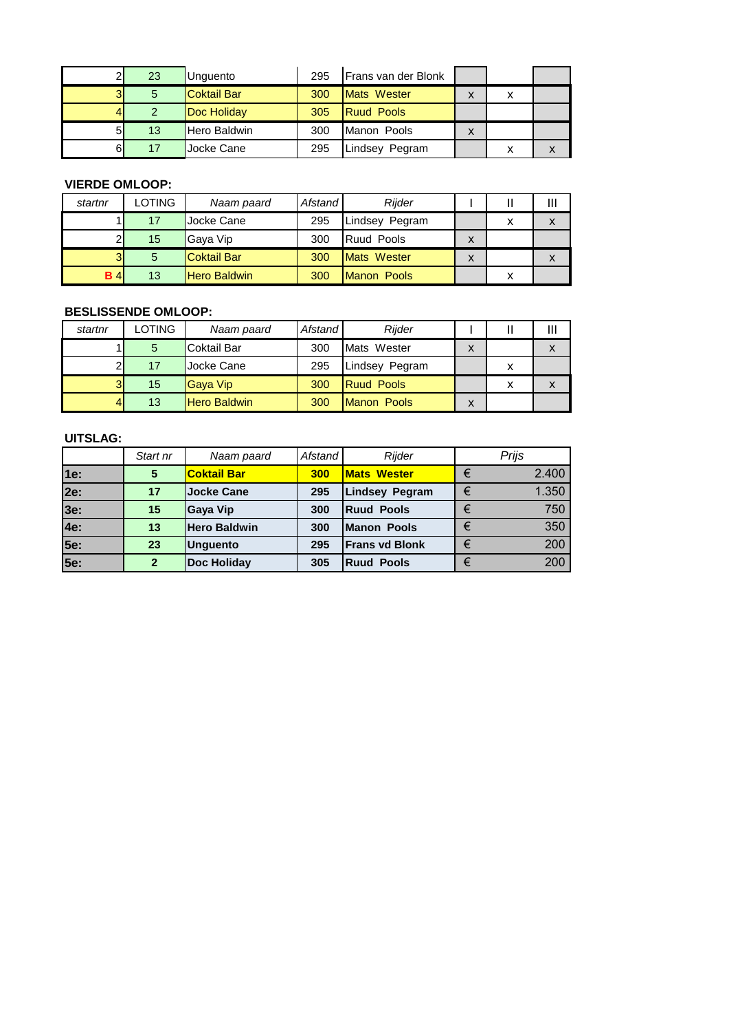| | | | | | | | |
|---|---|---|---|---|---|---|---|
| 2 | 23 | Unguento | 295 | Frans van der Blonk | | | |
| 3 | 5 | Coktail Bar | 300 | Mats Wester | x | x | |
| 4 | 2 | Doc Holiday | 305 | Ruud Pools | | | |
| 5 | 13 | Hero Baldwin | 300 | Manon Pools | x | | |
| 6 | 17 | Jocke Cane | 295 | Lindsey Pegram | | x | x |

**VIERDE OMLOOP:**

| *startnr* | LOTING | *Naam paard* | *Afstand* | *Rijder* | I | II | III |
|---|---|---|---|---|---|---|---|
| 1 | 17 | Jocke Cane | 295 | Lindsey Pegram | | x | x |
| 2 | 15 | Gaya Vip | 300 | Ruud Pools | x | | |
| 3 | 5 | Coktail Bar | 300 | Mats Wester | x | | x |
| B 4 | 13 | Hero Baldwin | 300 | Manon Pools | | x | |

**BESLISSENDE OMLOOP:**

| *startnr* | LOTING | *Naam paard* | *Afstand* | *Rijder* | I | II | III |
|---|---|---|---|---|---|---|---|
| 1 | 5 | Coktail Bar | 300 | Mats Wester | x | | x |
| 2 | 17 | Jocke Cane | 295 | Lindsey Pegram | | x | |
| 3 | 15 | Gaya Vip | 300 | Ruud Pools | | x | x |
| 4 | 13 | Hero Baldwin | 300 | Manon Pools | x | | |

**UITSLAG:**

| | *Start nr* | *Naam paard* | *Afstand* | *Rijder* | *Prijs* |
|---|---|---|---|---|---|
| **1e:** | **5** | **Coktail Bar** | **300** | **Mats Wester** | € 2.400 |
| **2e:** | **17** | **Jocke Cane** | **295** | **Lindsey Pegram** | € 1.350 |
| **3e:** | **15** | **Gaya Vip** | **300** | **Ruud Pools** | € 750 |
| **4e:** | **13** | **Hero Baldwin** | **300** | **Manon Pools** | € 350 |
| **5e:** | **23** | **Unguento** | **295** | **Frans vd Blonk** | € 200 |
| **5e:** | **2** | **Doc Holiday** | **305** | **Ruud Pools** | € 200 |